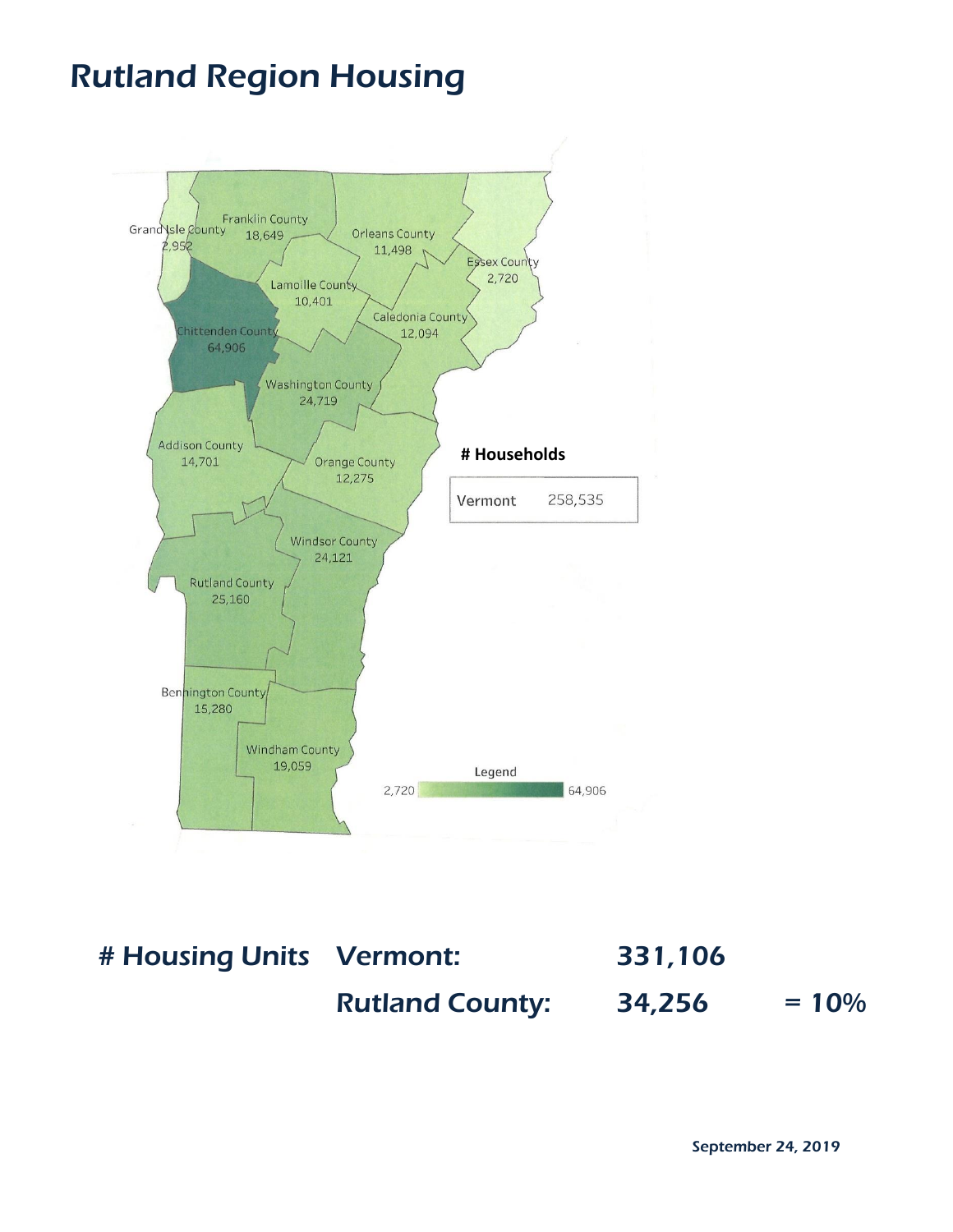# Rutland Region Housing

Grand Isle County 2,952

Franklin County 18,649

Orleans County 11,498

Essex County 2,720

Lamoille County 10,401

Caledonia County 12,094

Chittenden County 64,906

Washington County 24,719

Addison County 14,701

Orange County 12,275

Windsor County 24,121

Rutland County 25,160

Bennington County 15,280

Windham County 19,059

**# Households**

Vermont 258,535

Legend

2,720 64,906

**# Housing Units** **Vermont:** **331,106**

**Rutland County:** **34,256** **= 10%**

September 24, 2019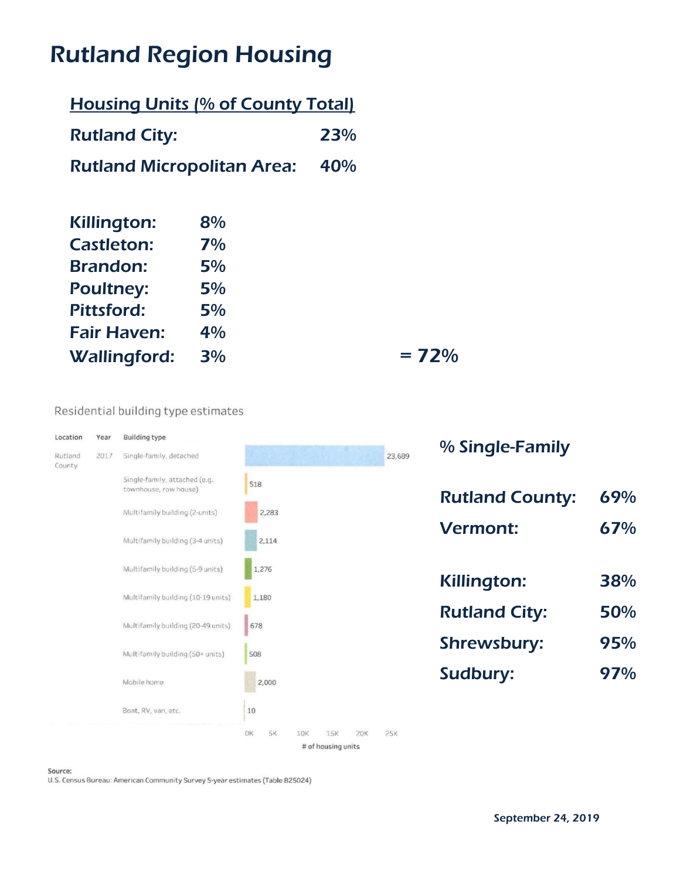# Rutland Region Housing

## Housing Units (% of County Total)

| | |
|---|---|
| **Rutland City:** | **23%** |
| **Rutland Micropolitan Area:** | **40%** |

| | |
|---|---|
| **Killington:** | **8%** |
| **Castleton:** | **7%** |
| **Brandon:** | **5%** |
| **Poultney:** | **5%** |
| **Pittsford:** | **5%** |
| **Fair Haven:** | **4%** |
| **Wallingford:** | **3%** |

**= 72%**

Residential building type estimates

| Location | Year | Building type | # of housing units |
|---|---|---|---|
| Rutland County | 2017 | Single-family, detached | 23,689 |
| | | Single-family, attached (e.g. townhouse, row house) | 518 |
| | | Multifamily building (2-units) | 2,283 |
| | | Multifamily building (3-4 units) | 2,114 |
| | | Multifamily building (5-9 units) | 1,276 |
| | | Multifamily building (10-19 units) | 1,180 |
| | | Multifamily building (20-49 units) | 678 |
| | | Multifamily building (50+ units) | 508 |
| | | Mobile home | 2,000 |
| | | Boat, RV, van, etc. | 10 |

Source:
U.S. Census Bureau: American Community Survey 5-year estimates (Table B25024)

### % Single-Family

| | |
|---|---|
| **Rutland County:** | **69%** |
| **Vermont:** | **67%** |

| | |
|---|---|
| **Killington:** | **38%** |
| **Rutland City:** | **50%** |
| **Shrewsbury:** | **95%** |
| **Sudbury:** | **97%** |

**September 24, 2019**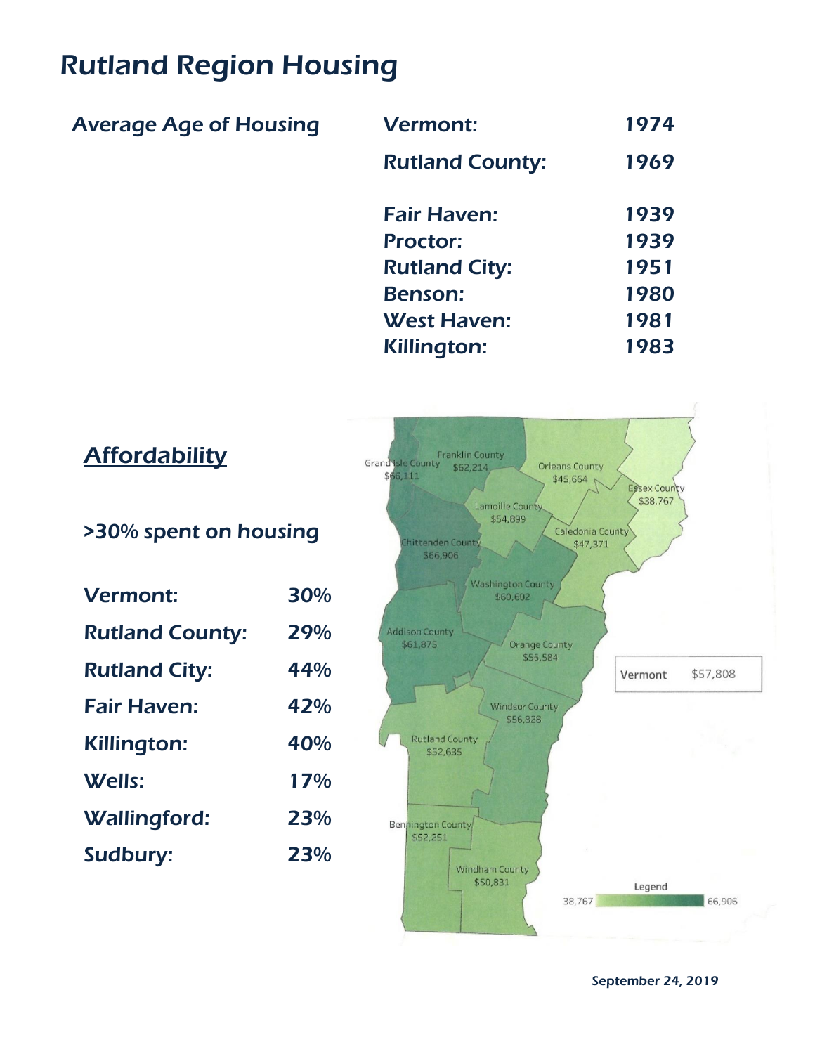# Rutland Region Housing

## Average Age of Housing

| | |
|---|---|
| Vermont: | 1974 |
| Rutland County: | 1969 |
| Fair Haven: | 1939 |
| Proctor: | 1939 |
| Rutland City: | 1951 |
| Benson: | 1980 |
| West Haven: | 1981 |
| Killington: | 1983 |

## Affordability

### >30% spent on housing

| | |
|---|---|
| Vermont: | 30% |
| Rutland County: | 29% |
| Rutland City: | 44% |
| Fair Haven: | 42% |
| Killington: | 40% |
| Wells: | 17% |
| Wallingford: | 23% |
| Sudbury: | 23% |

Grand Isle County $66,111
Franklin County $62,214
Orleans County $45,664
Essex County $38,767
Lamoille County $54,899
Caledonia County $47,371
Chittenden County $66,906
Washington County $60,602
Addison County $61,875
Orange County $56,584
Windsor County $56,828
Rutland County $52,635
Bennington County $52,251
Windham County $50,831
Vermont $57,808
Legend
38,767
66,906

September 24, 2019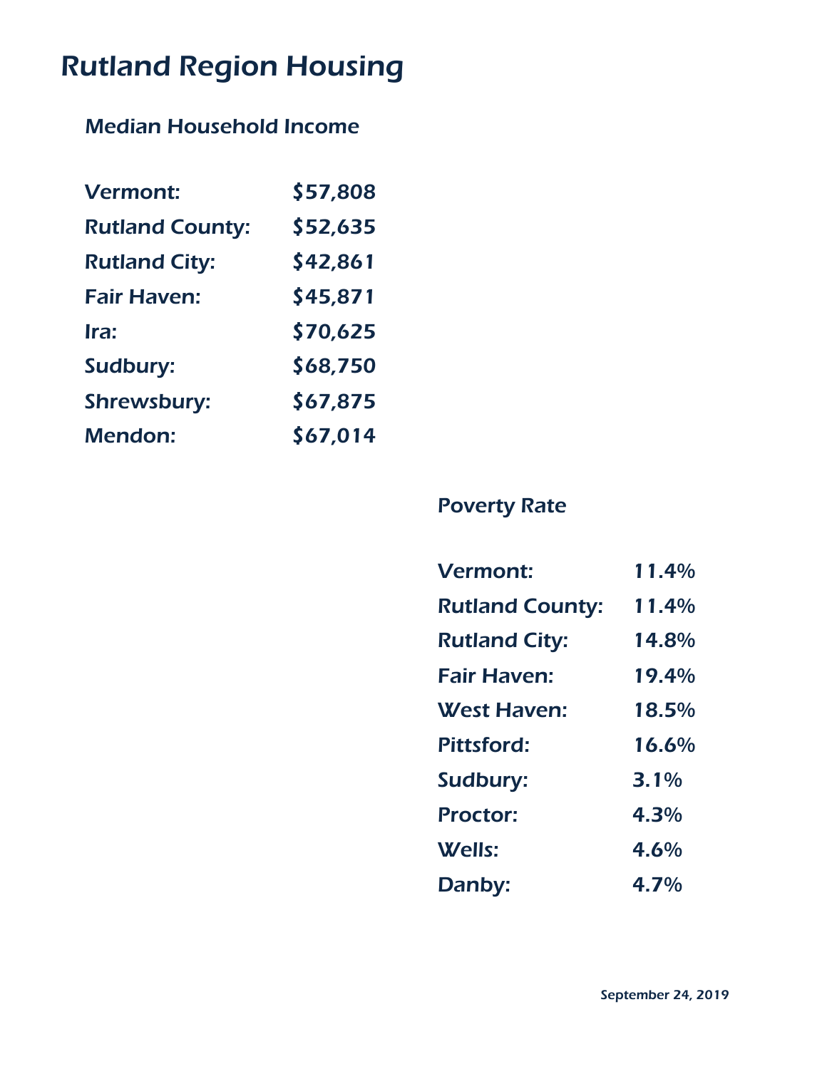# Rutland Region Housing

## Median Household Income

| | |
|---|---|
| Vermont: | $57,808 |
| Rutland County: | $52,635 |
| Rutland City: | $42,861 |
| Fair Haven: | $45,871 |
| Ira: | $70,625 |
| Sudbury: | $68,750 |
| Shrewsbury: | $67,875 |
| Mendon: | $67,014 |

## Poverty Rate

| | |
|---|---|
| Vermont: | 11.4% |
| Rutland County: | 11.4% |
| Rutland City: | 14.8% |
| Fair Haven: | 19.4% |
| West Haven: | 18.5% |
| Pittsford: | 16.6% |
| Sudbury: | 3.1% |
| Proctor: | 4.3% |
| Wells: | 4.6% |
| Danby: | 4.7% |

September 24, 2019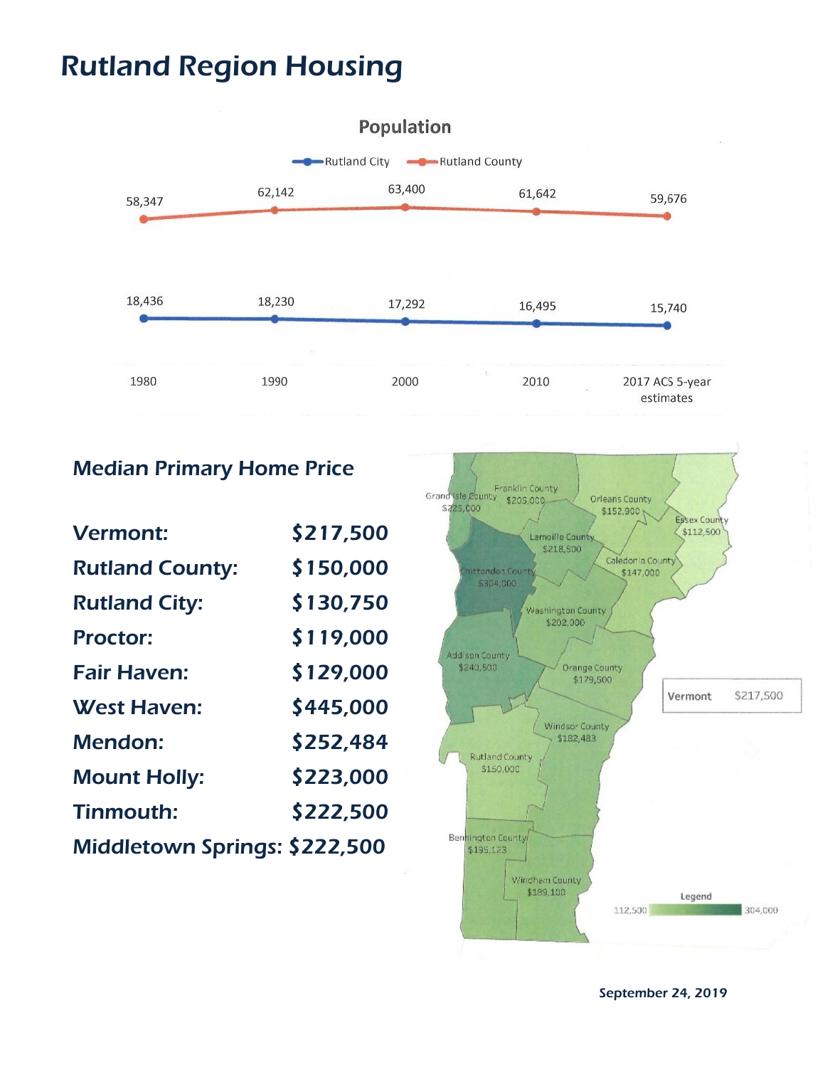# Rutland Region Housing

Population

Rutland City
Rutland County

58,347
62,142
63,400
61,642
59,676

18,436
18,230
17,292
16,495
15,740

1980
1990
2000
2010
2017 ACS 5-year estimates

## Median Primary Home Price

| | |
|---|---|
| **Vermont:** | **$217,500** |
| **Rutland County:** | **$150,000** |
| **Rutland City:** | **$130,750** |
| **Proctor:** | **$119,000** |
| **Fair Haven:** | **$129,000** |
| **West Haven:** | **$445,000** |
| **Mendon:** | **$252,484** |
| **Mount Holly:** | **$223,000** |
| **Tinmouth:** | **$222,500** |
| **Middletown Springs:** | **$222,500** |

Grand Isle County $225,000
Franklin County $205,000
Orleans County $152,900
Essex County $112,500
Lamoille County $218,500
Caledonia County $147,000
Chittenden County $304,000
Washington County $202,000
Addison County $240,500
Orange County $179,500
Vermont $217,500
Windsor County $182,483
Rutland County $150,000
Bennington County $195,123
Windham County $189,100
Legend
112,500
304,000

**September 24, 2019**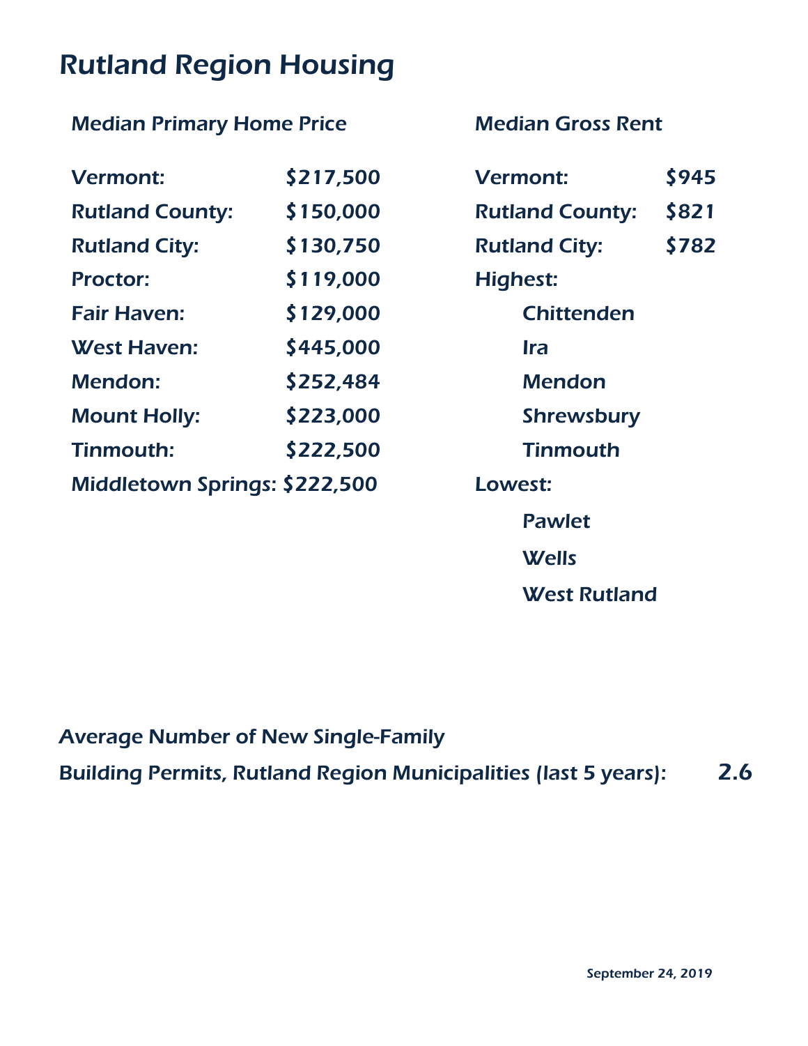# Rutland Region Housing

## Median Primary Home Price

| | |
|---|---|
| Vermont: | $217,500 |
| Rutland County: | $150,000 |
| Rutland City: | $130,750 |
| Proctor: | $119,000 |
| Fair Haven: | $129,000 |
| West Haven: | $445,000 |
| Mendon: | $252,484 |
| Mount Holly: | $223,000 |
| Tinmouth: | $222,500 |
| Middletown Springs: | $222,500 |

## Median Gross Rent

| | |
|---|---|
| Vermont: | $945 |
| Rutland County: | $821 |
| Rutland City: | $782 |

**Highest:**

- Chittenden
- Ira
- Mendon
- Shrewsbury
- Tinmouth

**Lowest:**

- Pawlet
- Wells
- West Rutland

**Average Number of New Single-Family Building Permits, Rutland Region Municipalities (last 5 years):** 2.6

September 24, 2019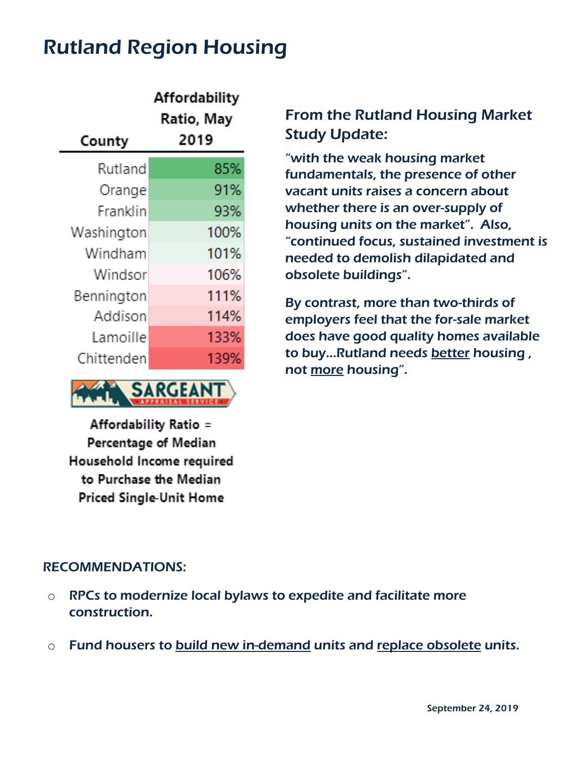# Rutland Region Housing

| County | Affordability Ratio, May 2019 |
|---|---|
| Rutland | 85% |
| Orange | 91% |
| Franklin | 93% |
| Washington | 100% |
| Windham | 101% |
| Windsor | 106% |
| Bennington | 111% |
| Addison | 114% |
| Lamoille | 133% |
| Chittenden | 139% |

SARGEANT APPRAISAL SERVICE

**Affordability Ratio = Percentage of Median Household Income required to Purchase the Median Priced Single-Unit Home**

## From the Rutland Housing Market Study Update:

**"with the weak housing market fundamentals, the presence of other vacant units raises a concern about whether there is an over-supply of housing units on the market". Also, "continued focus, sustained investment is needed to demolish dilapidated and obsolete buildings".**

**By contrast, more than two-thirds of employers feel that the for-sale market does have good quality homes available to buy…Rutland needs better housing , not more housing".**

**RECOMMENDATIONS:**

- **RPCs to modernize local bylaws to expedite and facilitate more construction.**
- **Fund housers to build new in-demand units and replace obsolete units.**

September 24, 2019